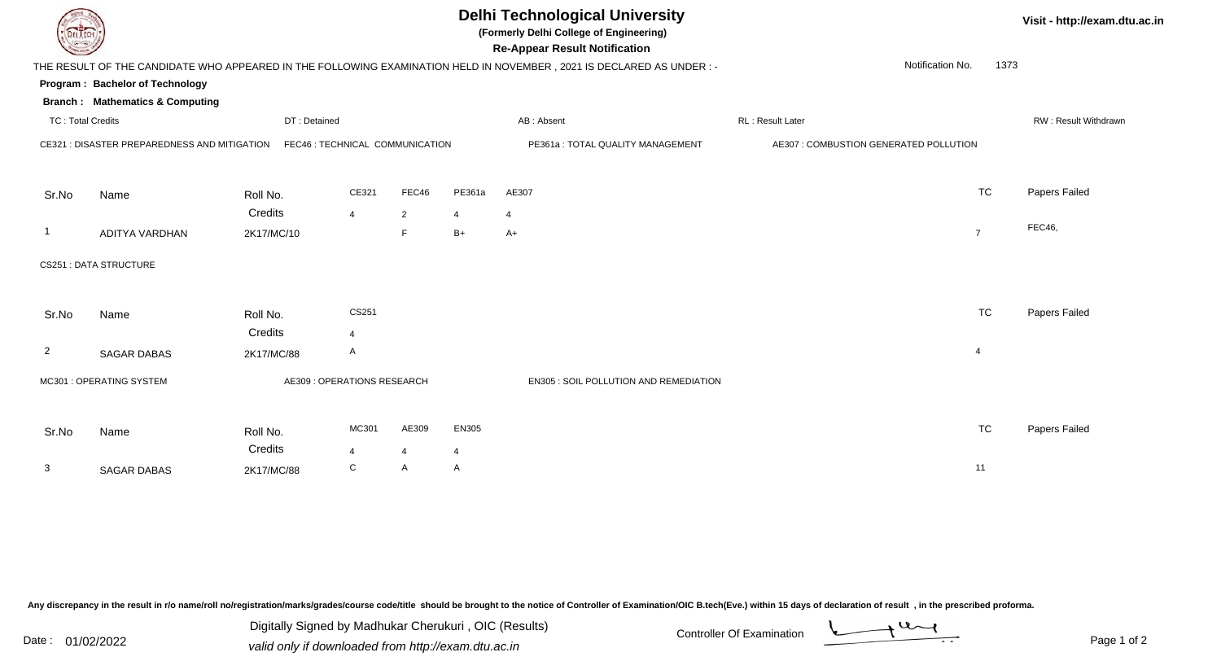# Delhi Technological University

**(Formerly Delhi College of Engineering)**

**Re-Appear Result Notification**

Visit - http://exam.dtu.ac.in

THE RESULT OF THE CANDIDATE WHO APPEARED IN THE FOLLOWING EXAMINATION HELD IN NOVEMBER , 2021 IS DECLARED AS UNDER : -

Notification No. 1373

**Program : Bachelor of Technology**

**Branch : Mathematics & Computing**

TC : Total Credits | DT : Detained | AB : Absent | RL : Result Later | RW : Result Withdrawn

CE321 : DISASTER PREPAREDNESS AND MITIGATION | FEC46 : TECHNICAL COMMUNICATION | PE361a : TOTAL QUALITY MANAGEMENT | AE307 : COMBUSTION GENERATED POLLUTION

| Sr.No | Name | Roll No. | CE321 | FEC46 | PE361a | AE307 | TC | Papers Failed |
|---|---|---|---|---|---|---|---|---|
| | | Credits | 4 | 2 | 4 | 4 | | |
| 1 | ADITYA VARDHAN | 2K17/MC/10 | | F | B+ | A+ | 7 | FEC46, |

CS251 : DATA STRUCTURE

| Sr.No | Name | Roll No. | CS251 | TC | Papers Failed |
|---|---|---|---|---|---|
| | | Credits | 4 | | |
| 2 | SAGAR DABAS | 2K17/MC/88 | A | 4 | |

MC301 : OPERATING SYSTEM | AE309 : OPERATIONS RESEARCH | EN305 : SOIL POLLUTION AND REMEDIATION

| Sr.No | Name | Roll No. | MC301 | AE309 | EN305 | TC | Papers Failed |
|---|---|---|---|---|---|---|---|
| | | Credits | 4 | 4 | 4 | | |
| 3 | SAGAR DABAS | 2K17/MC/88 | C | A | A | 11 | |

Any discrepancy in the result in r/o name/roll no/registration/marks/grades/course code/title should be brought to the notice of Controller of Examination/OIC B.tech(Eve.) within 15 days of declaration of result , in the prescribed proforma.

Date : 01/02/2022

Digitally Signed by Madhukar Cherukuri , OIC (Results)
valid only if downloaded from http://exam.dtu.ac.in

Controller Of Examination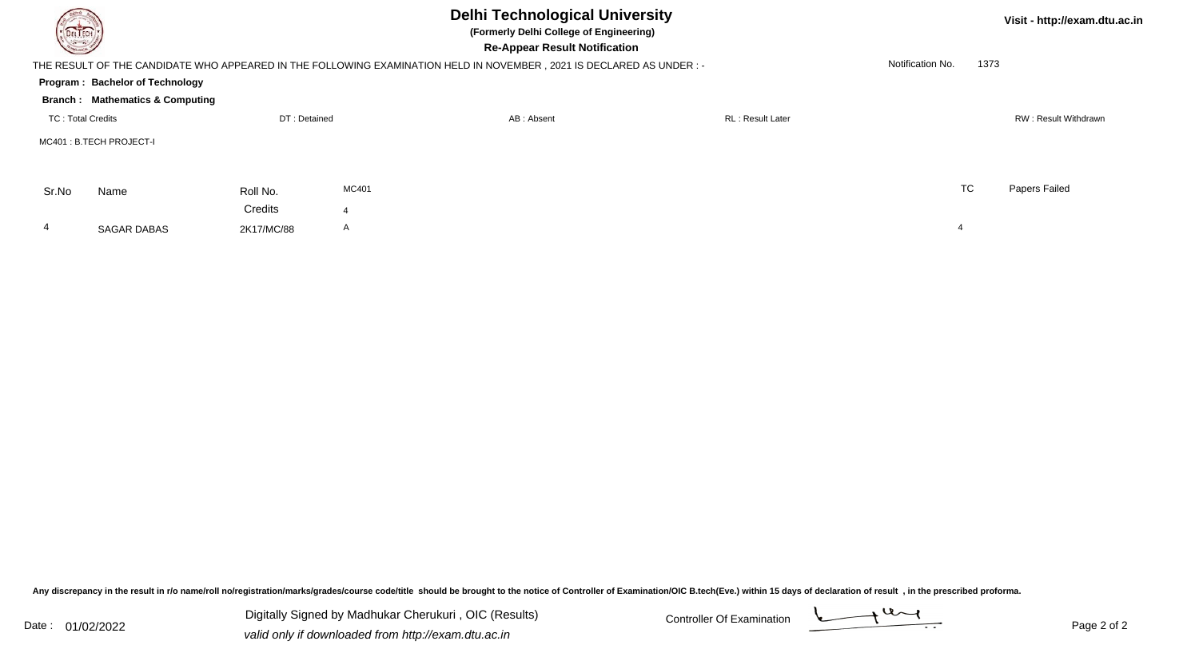# Delhi Technological University

**(Formerly Delhi College of Engineering)**

**Re-Appear Result Notification**

Visit - http://exam.dtu.ac.in

THE RESULT OF THE CANDIDATE WHO APPEARED IN THE FOLLOWING EXAMINATION HELD IN NOVEMBER , 2021 IS DECLARED AS UNDER : -

Notification No. 1373

**Program : Bachelor of Technology**

**Branch : Mathematics & Computing**

TC : Total Credits | DT : Detained | AB : Absent | RL : Result Later | RW : Result Withdrawn

MC401 : B.TECH PROJECT-I

| Sr.No | Name | Roll No. | MC401 | TC | Papers Failed |
|---|---|---|---|---|---|
| | | Credits | 4 | | |
| 4 | SAGAR DABAS | 2K17/MC/88 | A | 4 | |

**Any discrepancy in the result in r/o name/roll no/registration/marks/grades/course code/title should be brought to the notice of Controller of Examination/OIC B.tech(Eve.) within 15 days of declaration of result , in the prescribed proforma.**

Date : 01/02/2022

Digitally Signed by Madhukar Cherukuri , OIC (Results)

*valid only if downloaded from http://exam.dtu.ac.in*

Controller Of Examination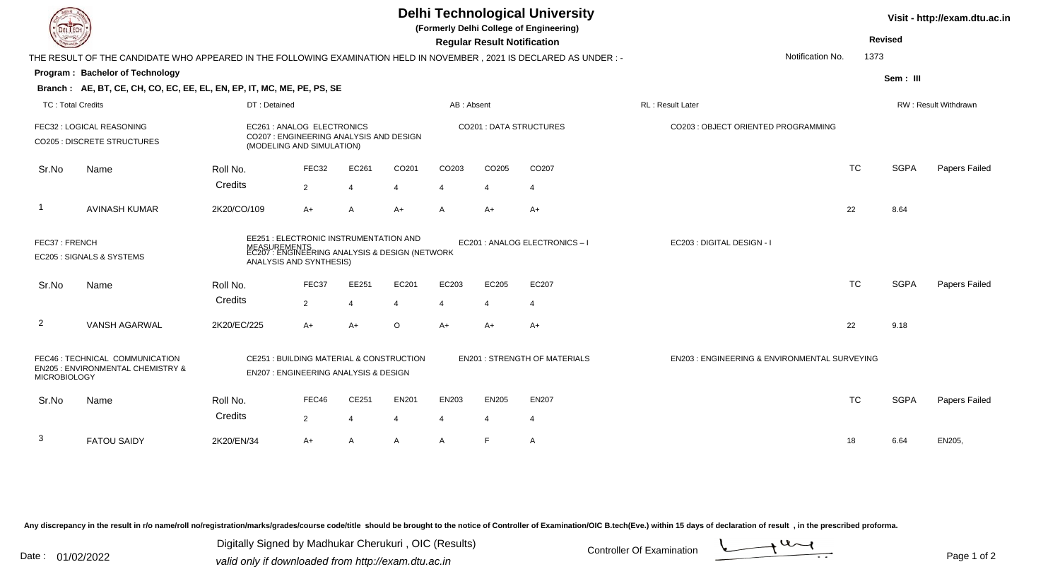# Delhi Technological University

**(Formerly Delhi College of Engineering)**

**Regular Result Notification**

Visit - http://exam.dtu.ac.in

**Revised**

THE RESULT OF THE CANDIDATE WHO APPEARED IN THE FOLLOWING EXAMINATION HELD IN NOVEMBER , 2021 IS DECLARED AS UNDER : -

Notification No. 1373

**Program : Bachelor of Technology**

**Sem : III**

**Branch : AE, BT, CE, CH, CO, EC, EE, EL, EN, EP, IT, MC, ME, PE, PS, SE**

TC : Total Credits | DT : Detained | AB : Absent | RL : Result Later | RW : Result Withdrawn

FEC32 : LOGICAL REASONING
CO205 : DISCRETE STRUCTURES
EC261 : ANALOG ELECTRONICS
CO207 : ENGINEERING ANALYSIS AND DESIGN (MODELING AND SIMULATION)
CO201 : DATA STRUCTURES
CO203 : OBJECT ORIENTED PROGRAMMING

| Sr.No | Name | Roll No. | FEC32 | EC261 | CO201 | CO203 | CO205 | CO207 | TC | SGPA | Papers Failed |
|---|---|---|---|---|---|---|---|---|---|---|---|
| | | Credits | 2 | 4 | 4 | 4 | 4 | 4 | | | |
| 1 | AVINASH KUMAR | 2K20/CO/109 | A+ | A | A+ | A | A+ | A+ | 22 | 8.64 | |

FEC37 : FRENCH
EC205 : SIGNALS & SYSTEMS
EE251 : ELECTRONIC INSTRUMENTATION AND MEASUREMENTS
EC207 : ENGINEERING ANALYSIS & DESIGN (NETWORK ANALYSIS AND SYNTHESIS)
EC201 : ANALOG ELECTRONICS – I
EC203 : DIGITAL DESIGN - I

| Sr.No | Name | Roll No. | FEC37 | EE251 | EC201 | EC203 | EC205 | EC207 | TC | SGPA | Papers Failed |
|---|---|---|---|---|---|---|---|---|---|---|---|
| | | Credits | 2 | 4 | 4 | 4 | 4 | 4 | | | |
| 2 | VANSH AGARWAL | 2K20/EC/225 | A+ | A+ | O | A+ | A+ | A+ | 22 | 9.18 | |

FEC46 : TECHNICAL COMMUNICATION
EN205 : ENVIRONMENTAL CHEMISTRY & MICROBIOLOGY
CE251 : BUILDING MATERIAL & CONSTRUCTION
EN207 : ENGINEERING ANALYSIS & DESIGN
EN201 : STRENGTH OF MATERIALS
EN203 : ENGINEERING & ENVIRONMENTAL SURVEYING

| Sr.No | Name | Roll No. | FEC46 | CE251 | EN201 | EN203 | EN205 | EN207 | TC | SGPA | Papers Failed |
|---|---|---|---|---|---|---|---|---|---|---|---|
| | | Credits | 2 | 4 | 4 | 4 | 4 | 4 | | | |
| 3 | FATOU SAIDY | 2K20/EN/34 | A+ | A | A | A | F | A | 18 | 6.64 | EN205, |

Any discrepancy in the result in r/o name/roll no/registration/marks/grades/course code/title should be brought to the notice of Controller of Examination/OIC B.tech(Eve.) within 15 days of declaration of result , in the prescribed proforma.

Date : 01/02/2022

Digitally Signed by Madhukar Cherukuri , OIC (Results)
valid only if downloaded from http://exam.dtu.ac.in

Controller Of Examination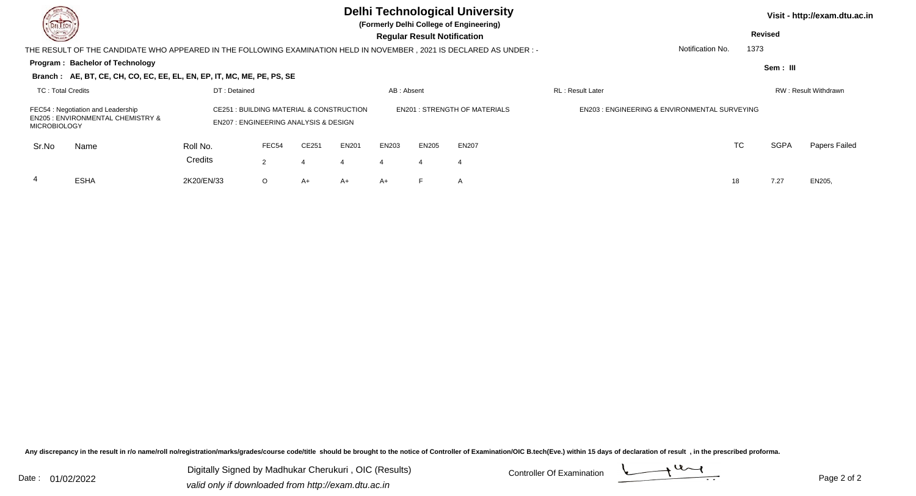# Delhi Technological University

**(Formerly Delhi College of Engineering)**

**Regular Result Notification**

Visit - http://exam.dtu.ac.in

**Revised**

THE RESULT OF THE CANDIDATE WHO APPEARED IN THE FOLLOWING EXAMINATION HELD IN NOVEMBER , 2021 IS DECLARED AS UNDER : -

Notification No. 1373

**Program : Bachelor of Technology**

**Sem : III**

**Branch : AE, BT, CE, CH, CO, EC, EE, EL, EN, EP, IT, MC, ME, PE, PS, SE**

TC : Total Credits | DT : Detained | AB : Absent | RL : Result Later | RW : Result Withdrawn

FEC54 : Negotiation and Leadership
CE251 : BUILDING MATERIAL & CONSTRUCTION
EN201 : STRENGTH OF MATERIALS
EN203 : ENGINEERING & ENVIRONMENTAL SURVEYING
EN205 : ENVIRONMENTAL CHEMISTRY & MICROBIOLOGY
EN207 : ENGINEERING ANALYSIS & DESIGN

| Sr.No | Name | Roll No. | FEC54 | CE251 | EN201 | EN203 | EN205 | EN207 | TC | SGPA | Papers Failed |
|---|---|---|---|---|---|---|---|---|---|---|---|
| | | Credits | 2 | 4 | 4 | 4 | 4 | 4 | | | |
| 4 | ESHA | 2K20/EN/33 | O | A+ | A+ | A+ | F | A | 18 | 7.27 | EN205, |

Any discrepancy in the result in r/o name/roll no/registration/marks/grades/course code/title should be brought to the notice of Controller of Examination/OIC B.tech(Eve.) within 15 days of declaration of result , in the prescribed proforma.

Date : 01/02/2022

Digitally Signed by Madhukar Cherukuri , OIC (Results)
*valid only if downloaded from http://exam.dtu.ac.in*

Controller Of Examination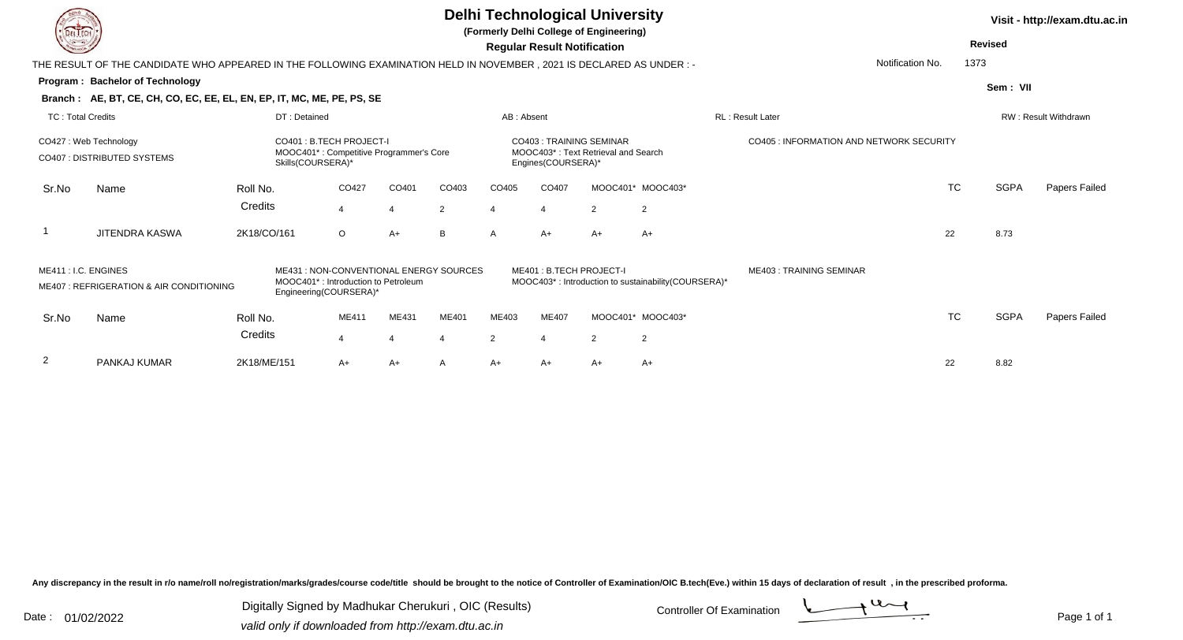# Delhi Technological University

**(Formerly Delhi College of Engineering)**

**Regular Result Notification**

Visit - http://exam.dtu.ac.in

**Revised**

THE RESULT OF THE CANDIDATE WHO APPEARED IN THE FOLLOWING EXAMINATION HELD IN NOVEMBER , 2021 IS DECLARED AS UNDER : -

Notification No. 1373

**Program : Bachelor of Technology**

**Sem : VII**

**Branch : AE, BT, CE, CH, CO, EC, EE, EL, EN, EP, IT, MC, ME, PE, PS, SE**

TC : Total Credits | DT : Detained | AB : Absent | RL : Result Later | RW : Result Withdrawn

CO427 : Web Technology
CO407 : DISTRIBUTED SYSTEMS
CO401 : B.TECH PROJECT-I
MOOC401* : Competitive Programmer's Core Skills(COURSERA)*
CO403 : TRAINING SEMINAR
MOOC403* : Text Retrieval and Search Engines(COURSERA)*
CO405 : INFORMATION AND NETWORK SECURITY

| Sr.No | Name | Roll No. | CO427 | CO401 | CO403 | CO405 | CO407 | MOOC401* | MOOC403* | TC | SGPA | Papers Failed |
|---|---|---|---|---|---|---|---|---|---|---|---|---|
| | | Credits | 4 | 4 | 2 | 4 | 4 | 2 | 2 | | | |
| 1 | JITENDRA KASWA | 2K18/CO/161 | O | A+ | B | A | A+ | A+ | A+ | 22 | 8.73 | |

ME411 : I.C. ENGINES
ME407 : REFRIGERATION & AIR CONDITIONING
ME431 : NON-CONVENTIONAL ENERGY SOURCES
MOOC401* : Introduction to Petroleum Engineering(COURSERA)*
ME401 : B.TECH PROJECT-I
MOOC403* : Introduction to sustainability(COURSERA)*
ME403 : TRAINING SEMINAR

| Sr.No | Name | Roll No. | ME411 | ME431 | ME401 | ME403 | ME407 | MOOC401* | MOOC403* | TC | SGPA | Papers Failed |
|---|---|---|---|---|---|---|---|---|---|---|---|---|
| | | Credits | 4 | 4 | 4 | 2 | 4 | 2 | 2 | | | |
| 2 | PANKAJ KUMAR | 2K18/ME/151 | A+ | A+ | A | A+ | A+ | A+ | A+ | 22 | 8.82 | |

Any discrepancy in the result in r/o name/roll no/registration/marks/grades/course code/title should be brought to the notice of Controller of Examination/OIC B.tech(Eve.) within 15 days of declaration of result , in the prescribed proforma.

Date : 01/02/2022

Digitally Signed by Madhukar Cherukuri , OIC (Results)
*valid only if downloaded from http://exam.dtu.ac.in*

Controller Of Examination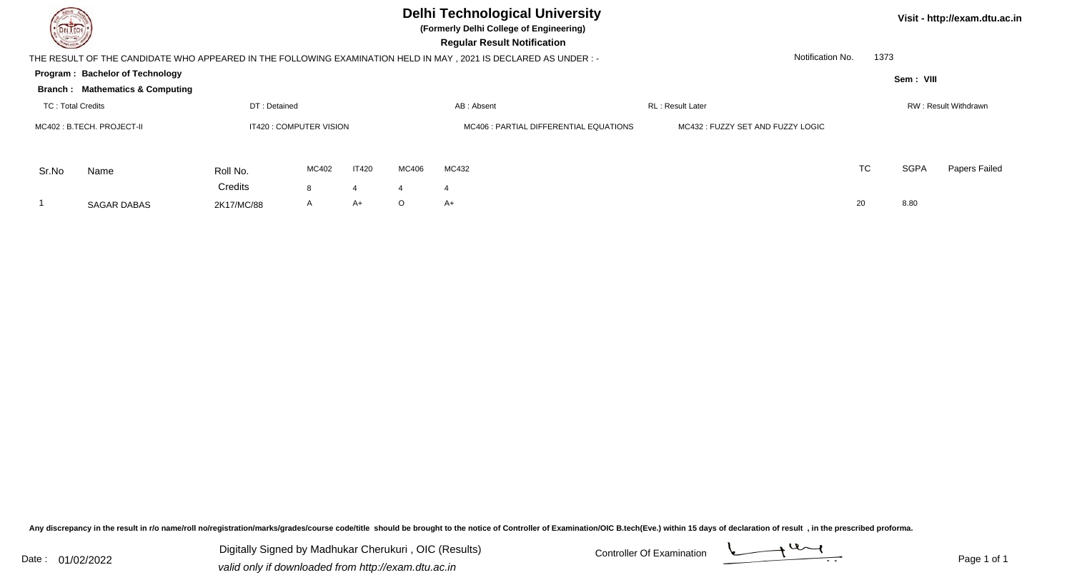# Delhi Technological University

**(Formerly Delhi College of Engineering)**

**Regular Result Notification**

Visit - http://exam.dtu.ac.in

THE RESULT OF THE CANDIDATE WHO APPEARED IN THE FOLLOWING EXAMINATION HELD IN MAY , 2021 IS DECLARED AS UNDER : -

Notification No. 1373

**Program : Bachelor of Technology**

**Sem : VIII**

**Branch : Mathematics & Computing**

TC : Total Credits | DT : Detained | AB : Absent | RL : Result Later | RW : Result Withdrawn

MC402 : B.TECH. PROJECT-II | IT420 : COMPUTER VISION | MC406 : PARTIAL DIFFERENTIAL EQUATIONS | MC432 : FUZZY SET AND FUZZY LOGIC

| Sr.No | Name | Roll No. | MC402 | IT420 | MC406 | MC432 | TC | SGPA | Papers Failed |
|---|---|---|---|---|---|---|---|---|---|
| | | Credits | 8 | 4 | 4 | 4 | | | |
| 1 | SAGAR DABAS | 2K17/MC/88 | A | A+ | O | A+ | 20 | 8.80 | |

Any discrepancy in the result in r/o name/roll no/registration/marks/grades/course code/title should be brought to the notice of Controller of Examination/OIC B.tech(Eve.) within 15 days of declaration of result , in the prescribed proforma.

Date : 01/02/2022

Digitally Signed by Madhukar Cherukuri , OIC (Results)

*valid only if downloaded from http://exam.dtu.ac.in*

Controller Of Examination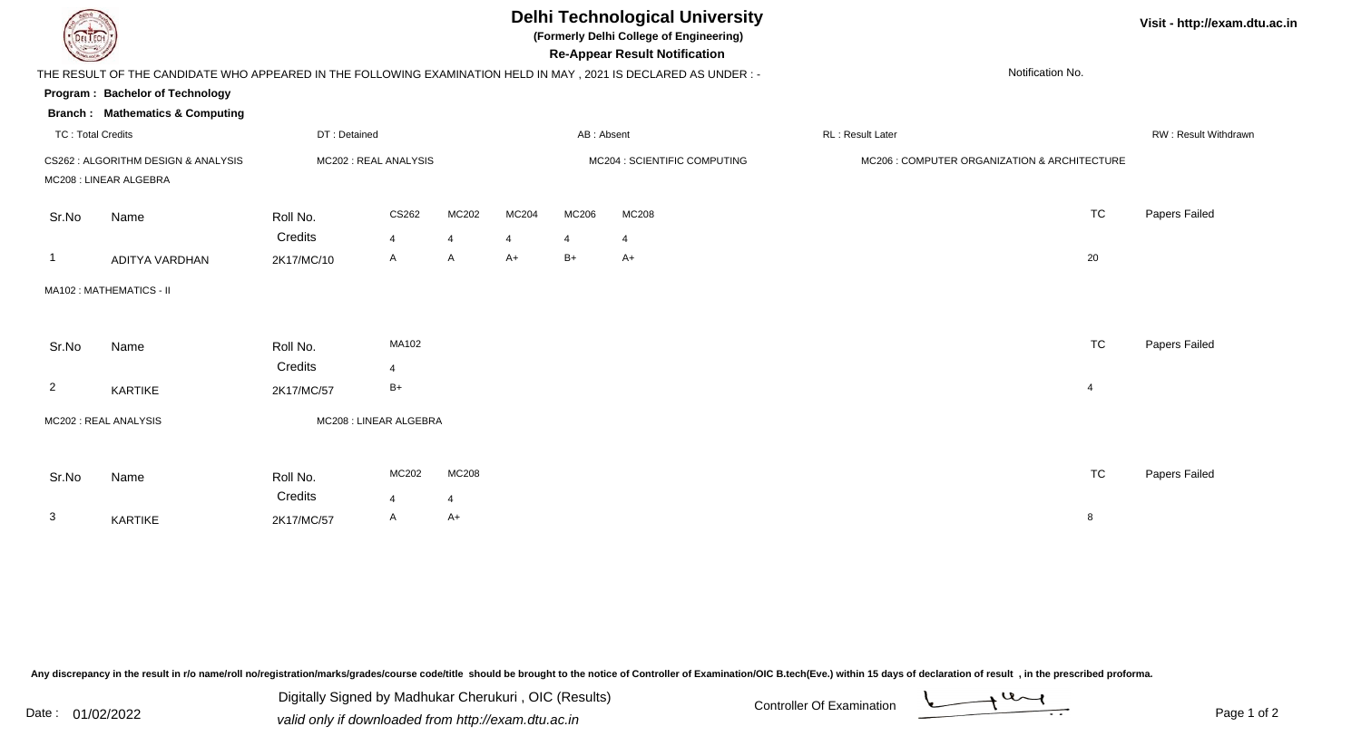# Delhi Technological University

**(Formerly Delhi College of Engineering)**

**Re-Appear Result Notification**

Visit - http://exam.dtu.ac.in

THE RESULT OF THE CANDIDATE WHO APPEARED IN THE FOLLOWING EXAMINATION HELD IN MAY , 2021 IS DECLARED AS UNDER : -

Notification No.

**Program : Bachelor of Technology**

**Branch : Mathematics & Computing**

TC : Total Credits | DT : Detained | AB : Absent | RL : Result Later | RW : Result Withdrawn

CS262 : ALGORITHM DESIGN & ANALYSIS | MC202 : REAL ANALYSIS | MC204 : SCIENTIFIC COMPUTING | MC206 : COMPUTER ORGANIZATION & ARCHITECTURE | MC208 : LINEAR ALGEBRA

| Sr.No | Name | Roll No. | CS262 | MC202 | MC204 | MC206 | MC208 | TC | Papers Failed |
|---|---|---|---|---|---|---|---|---|---|
| | | Credits | 4 | 4 | 4 | 4 | 4 | | |
| 1 | ADITYA VARDHAN | 2K17/MC/10 | A | A | A+ | B+ | A+ | 20 | |

MA102 : MATHEMATICS - II

| Sr.No | Name | Roll No. | MA102 | TC | Papers Failed |
|---|---|---|---|---|---|
| | | Credits | 4 | | |
| 2 | KARTIKE | 2K17/MC/57 | B+ | 4 | |

MC202 : REAL ANALYSIS | MC208 : LINEAR ALGEBRA

| Sr.No | Name | Roll No. | MC202 | MC208 | TC | Papers Failed |
|---|---|---|---|---|---|---|
| | | Credits | 4 | 4 | | |
| 3 | KARTIKE | 2K17/MC/57 | A | A+ | 8 | |

Any discrepancy in the result in r/o name/roll no/registration/marks/grades/course code/title should be brought to the notice of Controller of Examination/OIC B.tech(Eve.) within 15 days of declaration of result , in the prescribed proforma.

Date : 01/02/2022

Digitally Signed by Madhukar Cherukuri , OIC (Results)
valid only if downloaded from http://exam.dtu.ac.in

Controller Of Examination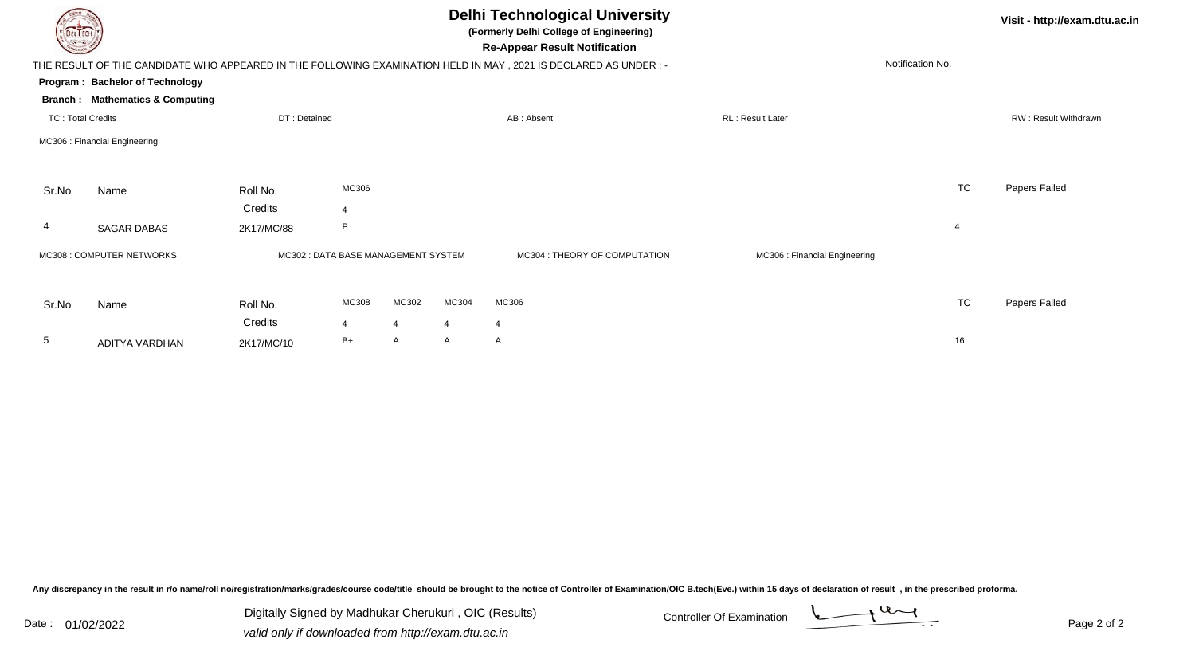# Delhi Technological University

**(Formerly Delhi College of Engineering)**

**Re-Appear Result Notification**

Visit - http://exam.dtu.ac.in

THE RESULT OF THE CANDIDATE WHO APPEARED IN THE FOLLOWING EXAMINATION HELD IN MAY , 2021 IS DECLARED AS UNDER : -

Notification No.

**Program : Bachelor of Technology**

**Branch : Mathematics & Computing**

TC : Total Credits DT : Detained AB : Absent RL : Result Later RW : Result Withdrawn

MC306 : Financial Engineering

| Sr.No | Name | Roll No. | MC306 | TC | Papers Failed |
|---|---|---|---|---|---|
| | | Credits | 4 | | |
| 4 | SAGAR DABAS | 2K17/MC/88 | P | 4 | |

MC308 : COMPUTER NETWORKS MC302 : DATA BASE MANAGEMENT SYSTEM MC304 : THEORY OF COMPUTATION MC306 : Financial Engineering

| Sr.No | Name | Roll No. | MC308 | MC302 | MC304 | MC306 | TC | Papers Failed |
|---|---|---|---|---|---|---|---|---|
| | | Credits | 4 | 4 | 4 | 4 | | |
| 5 | ADITYA VARDHAN | 2K17/MC/10 | B+ | A | A | A | 16 | |

Any discrepancy in the result in r/o name/roll no/registration/marks/grades/course code/title should be brought to the notice of Controller of Examination/OIC B.tech(Eve.) within 15 days of declaration of result , in the prescribed proforma.

Date : 01/02/2022

Digitally Signed by Madhukar Cherukuri , OIC (Results)

*valid only if downloaded from http://exam.dtu.ac.in*

Controller Of Examination